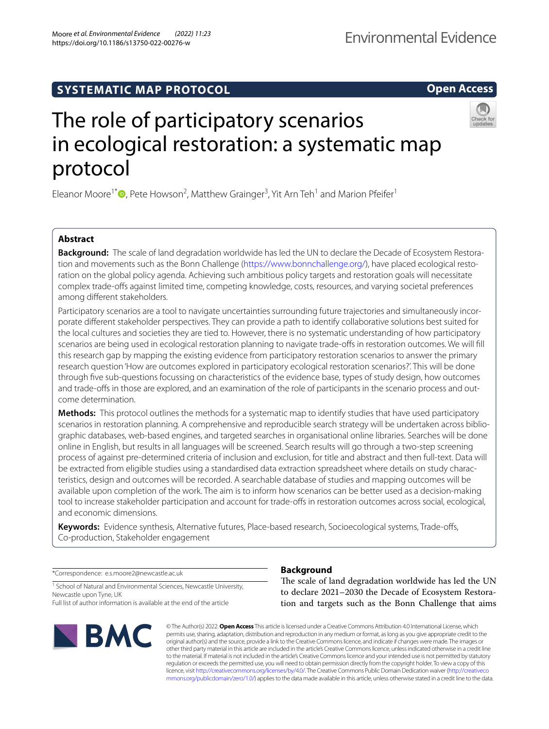SYSTEMATIC MAP PROTOCOL

Open Access

# The role of participatory scenarios in ecological restoration: a systematic map protocol

Eleanor Moore[1*], Pete Howson[2], Matthew Grainger[3], Yit Arn Teh[1] and Marion Pfeifer[1]

## Abstract

**Background:** The scale of land degradation worldwide has led the UN to declare the Decade of Ecosystem Restoration and movements such as the Bonn Challenge (https://www.bonnchallenge.org/), have placed ecological restoration on the global policy agenda. Achieving such ambitious policy targets and restoration goals will necessitate complex trade-offs against limited time, competing knowledge, costs, resources, and varying societal preferences among different stakeholders.

Participatory scenarios are a tool to navigate uncertainties surrounding future trajectories and simultaneously incorporate different stakeholder perspectives. They can provide a path to identify collaborative solutions best suited for the local cultures and societies they are tied to. However, there is no systematic understanding of how participatory scenarios are being used in ecological restoration planning to navigate trade-offs in restoration outcomes. We will fill this research gap by mapping the existing evidence from participatory restoration scenarios to answer the primary research question 'How are outcomes explored in participatory ecological restoration scenarios?'. This will be done through five sub-questions focussing on characteristics of the evidence base, types of study design, how outcomes and trade-offs in those are explored, and an examination of the role of participants in the scenario process and outcome determination.

**Methods:** This protocol outlines the methods for a systematic map to identify studies that have used participatory scenarios in restoration planning. A comprehensive and reproducible search strategy will be undertaken across bibliographic databases, web-based engines, and targeted searches in organisational online libraries. Searches will be done online in English, but results in all languages will be screened. Search results will go through a two-step screening process of against pre-determined criteria of inclusion and exclusion, for title and abstract and then full-text. Data will be extracted from eligible studies using a standardised data extraction spreadsheet where details on study characteristics, design and outcomes will be recorded. A searchable database of studies and mapping outcomes will be available upon completion of the work. The aim is to inform how scenarios can be better used as a decision-making tool to increase stakeholder participation and account for trade-offs in restoration outcomes across social, ecological, and economic dimensions.

**Keywords:** Evidence synthesis, Alternative futures, Place-based research, Socioecological systems, Trade-offs, Co-production, Stakeholder engagement

*Correspondence: e.s.moore2@newcastle.ac.uk

[1] School of Natural and Environmental Sciences, Newcastle University, Newcastle upon Tyne, UK

Full list of author information is available at the end of the article

## Background

The scale of land degradation worldwide has led the UN to declare 2021–2030 the Decade of Ecosystem Restoration and targets such as the Bonn Challenge that aims

© The Author(s) 2022. **Open Access** This article is licensed under a Creative Commons Attribution 4.0 International License, which permits use, sharing, adaptation, distribution and reproduction in any medium or format, as long as you give appropriate credit to the original author(s) and the source, provide a link to the Creative Commons licence, and indicate if changes were made. The images or other third party material in this article are included in the article's Creative Commons licence, unless indicated otherwise in a credit line to the material. If material is not included in the article's Creative Commons licence and your intended use is not permitted by statutory regulation or exceeds the permitted use, you will need to obtain permission directly from the copyright holder. To view a copy of this licence, visit http://creativecommons.org/licenses/by/4.0/. The Creative Commons Public Domain Dedication waiver (http://creativecommons.org/publicdomain/zero/1.0/) applies to the data made available in this article, unless otherwise stated in a credit line to the data.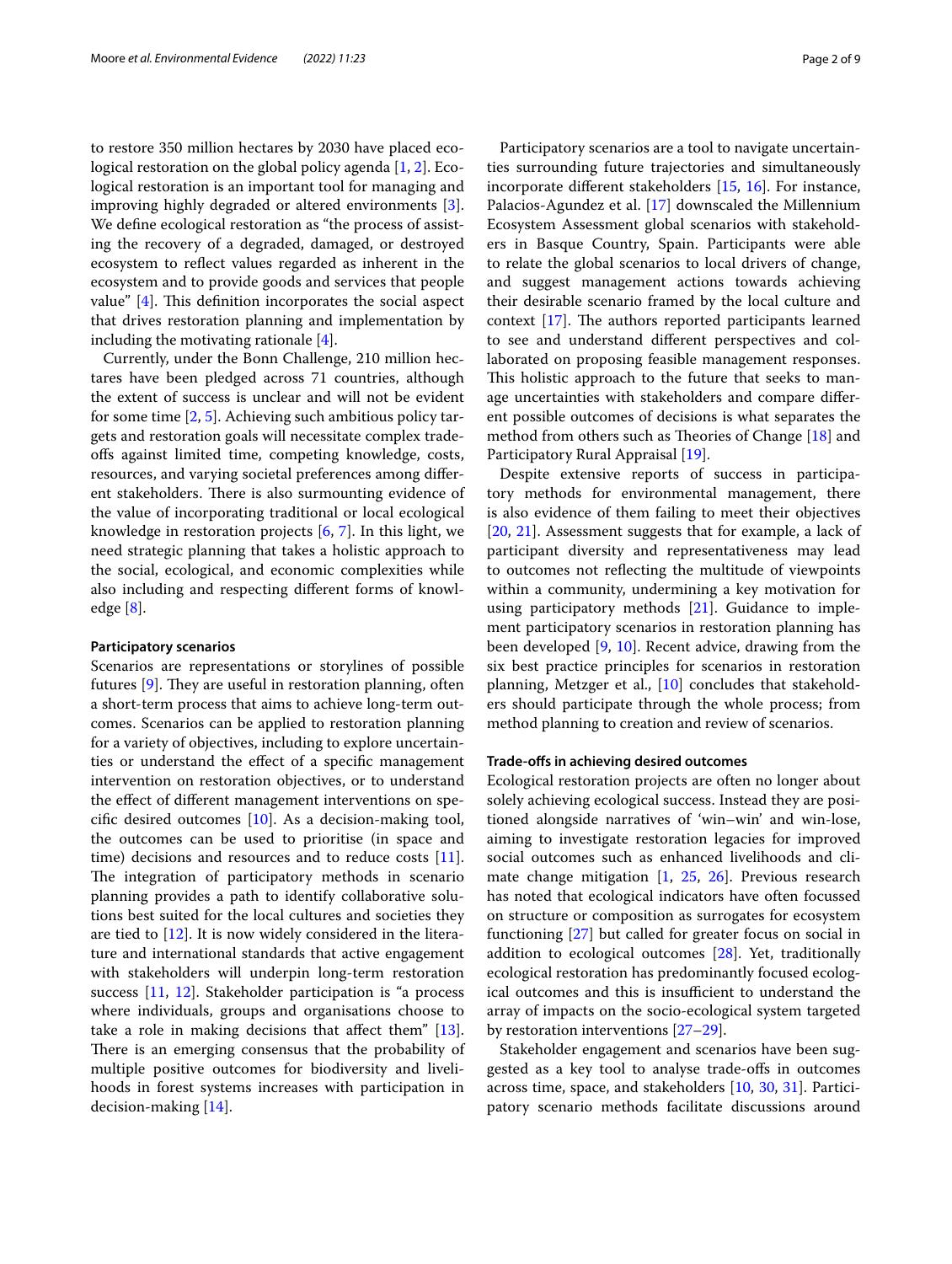to restore 350 million hectares by 2030 have placed ecological restoration on the global policy agenda [1, 2]. Ecological restoration is an important tool for managing and improving highly degraded or altered environments [3]. We define ecological restoration as "the process of assisting the recovery of a degraded, damaged, or destroyed ecosystem to reflect values regarded as inherent in the ecosystem and to provide goods and services that people value" [4]. This definition incorporates the social aspect that drives restoration planning and implementation by including the motivating rationale [4].

Currently, under the Bonn Challenge, 210 million hectares have been pledged across 71 countries, although the extent of success is unclear and will not be evident for some time [2, 5]. Achieving such ambitious policy targets and restoration goals will necessitate complex trade-offs against limited time, competing knowledge, costs, resources, and varying societal preferences among different stakeholders. There is also surmounting evidence of the value of incorporating traditional or local ecological knowledge in restoration projects [6, 7]. In this light, we need strategic planning that takes a holistic approach to the social, ecological, and economic complexities while also including and respecting different forms of knowledge [8].

### Participatory scenarios

Scenarios are representations or storylines of possible futures [9]. They are useful in restoration planning, often a short-term process that aims to achieve long-term outcomes. Scenarios can be applied to restoration planning for a variety of objectives, including to explore uncertainties or understand the effect of a specific management intervention on restoration objectives, or to understand the effect of different management interventions on specific desired outcomes [10]. As a decision-making tool, the outcomes can be used to prioritise (in space and time) decisions and resources and to reduce costs [11]. The integration of participatory methods in scenario planning provides a path to identify collaborative solutions best suited for the local cultures and societies they are tied to [12]. It is now widely considered in the literature and international standards that active engagement with stakeholders will underpin long-term restoration success [11, 12]. Stakeholder participation is "a process where individuals, groups and organisations choose to take a role in making decisions that affect them" [13]. There is an emerging consensus that the probability of multiple positive outcomes for biodiversity and livelihoods in forest systems increases with participation in decision-making [14].

Participatory scenarios are a tool to navigate uncertainties surrounding future trajectories and simultaneously incorporate different stakeholders [15, 16]. For instance, Palacios-Agundez et al. [17] downscaled the Millennium Ecosystem Assessment global scenarios with stakeholders in Basque Country, Spain. Participants were able to relate the global scenarios to local drivers of change, and suggest management actions towards achieving their desirable scenario framed by the local culture and context [17]. The authors reported participants learned to see and understand different perspectives and collaborated on proposing feasible management responses. This holistic approach to the future that seeks to manage uncertainties with stakeholders and compare different possible outcomes of decisions is what separates the method from others such as Theories of Change [18] and Participatory Rural Appraisal [19].

Despite extensive reports of success in participatory methods for environmental management, there is also evidence of them failing to meet their objectives [20, 21]. Assessment suggests that for example, a lack of participant diversity and representativeness may lead to outcomes not reflecting the multitude of viewpoints within a community, undermining a key motivation for using participatory methods [21]. Guidance to implement participatory scenarios in restoration planning has been developed [9, 10]. Recent advice, drawing from the six best practice principles for scenarios in restoration planning, Metzger et al., [10] concludes that stakeholders should participate through the whole process; from method planning to creation and review of scenarios.

### Trade-offs in achieving desired outcomes

Ecological restoration projects are often no longer about solely achieving ecological success. Instead they are positioned alongside narratives of 'win–win' and win-lose, aiming to investigate restoration legacies for improved social outcomes such as enhanced livelihoods and climate change mitigation [1, 25, 26]. Previous research has noted that ecological indicators have often focussed on structure or composition as surrogates for ecosystem functioning [27] but called for greater focus on social in addition to ecological outcomes [28]. Yet, traditionally ecological restoration has predominantly focused ecological outcomes and this is insufficient to understand the array of impacts on the socio-ecological system targeted by restoration interventions [27–29].

Stakeholder engagement and scenarios have been suggested as a key tool to analyse trade-offs in outcomes across time, space, and stakeholders [10, 30, 31]. Participatory scenario methods facilitate discussions around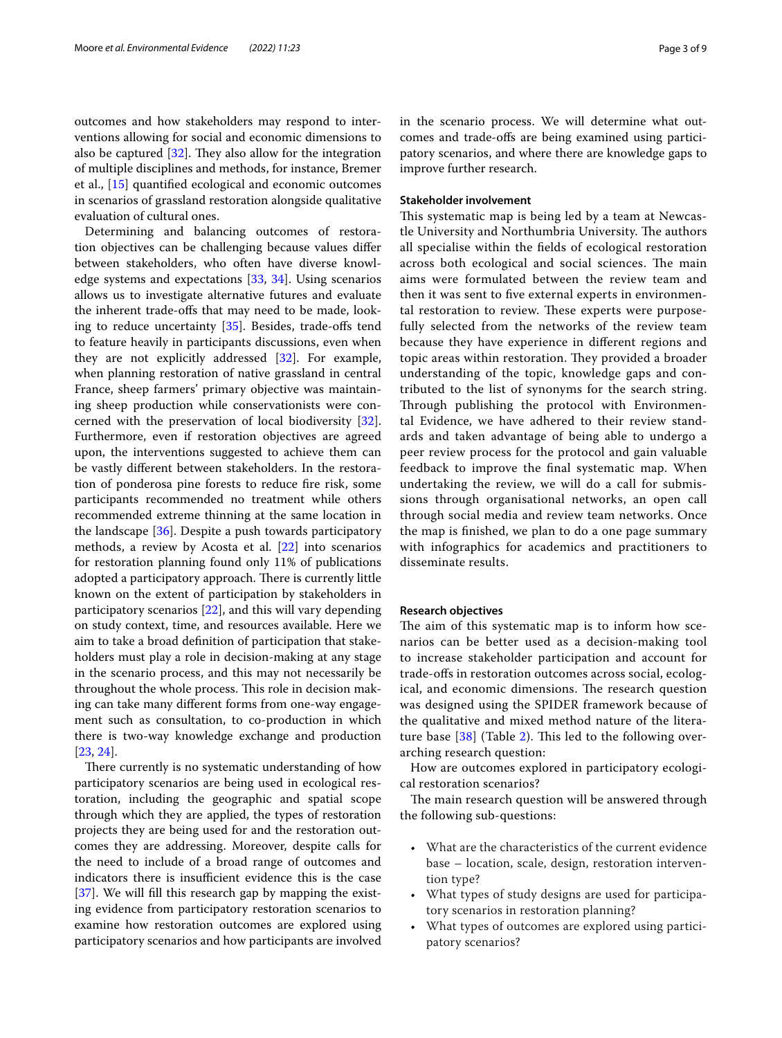outcomes and how stakeholders may respond to interventions allowing for social and economic dimensions to also be captured [32]. They also allow for the integration of multiple disciplines and methods, for instance, Bremer et al., [15] quantified ecological and economic outcomes in scenarios of grassland restoration alongside qualitative evaluation of cultural ones.

Determining and balancing outcomes of restoration objectives can be challenging because values differ between stakeholders, who often have diverse knowledge systems and expectations [33, 34]. Using scenarios allows us to investigate alternative futures and evaluate the inherent trade-offs that may need to be made, looking to reduce uncertainty [35]. Besides, trade-offs tend to feature heavily in participants discussions, even when they are not explicitly addressed [32]. For example, when planning restoration of native grassland in central France, sheep farmers' primary objective was maintaining sheep production while conservationists were concerned with the preservation of local biodiversity [32]. Furthermore, even if restoration objectives are agreed upon, the interventions suggested to achieve them can be vastly different between stakeholders. In the restoration of ponderosa pine forests to reduce fire risk, some participants recommended no treatment while others recommended extreme thinning at the same location in the landscape [36]. Despite a push towards participatory methods, a review by Acosta et al. [22] into scenarios for restoration planning found only 11% of publications adopted a participatory approach. There is currently little known on the extent of participation by stakeholders in participatory scenarios [22], and this will vary depending on study context, time, and resources available. Here we aim to take a broad definition of participation that stakeholders must play a role in decision-making at any stage in the scenario process, and this may not necessarily be throughout the whole process. This role in decision making can take many different forms from one-way engagement such as consultation, to co-production in which there is two-way knowledge exchange and production [23, 24].

There currently is no systematic understanding of how participatory scenarios are being used in ecological restoration, including the geographic and spatial scope through which they are applied, the types of restoration projects they are being used for and the restoration outcomes they are addressing. Moreover, despite calls for the need to include of a broad range of outcomes and indicators there is insufficient evidence this is the case [37]. We will fill this research gap by mapping the existing evidence from participatory restoration scenarios to examine how restoration outcomes are explored using participatory scenarios and how participants are involved in the scenario process. We will determine what outcomes and trade-offs are being examined using participatory scenarios, and where there are knowledge gaps to improve further research.

### Stakeholder involvement

This systematic map is being led by a team at Newcastle University and Northumbria University. The authors all specialise within the fields of ecological restoration across both ecological and social sciences. The main aims were formulated between the review team and then it was sent to five external experts in environmental restoration to review. These experts were purposefully selected from the networks of the review team because they have experience in different regions and topic areas within restoration. They provided a broader understanding of the topic, knowledge gaps and contributed to the list of synonyms for the search string. Through publishing the protocol with Environmental Evidence, we have adhered to their review standards and taken advantage of being able to undergo a peer review process for the protocol and gain valuable feedback to improve the final systematic map. When undertaking the review, we will do a call for submissions through organisational networks, an open call through social media and review team networks. Once the map is finished, we plan to do a one page summary with infographics for academics and practitioners to disseminate results.

### Research objectives

The aim of this systematic map is to inform how scenarios can be better used as a decision-making tool to increase stakeholder participation and account for trade-offs in restoration outcomes across social, ecological, and economic dimensions. The research question was designed using the SPIDER framework because of the qualitative and mixed method nature of the literature base [38] (Table 2). This led to the following overarching research question:

How are outcomes explored in participatory ecological restoration scenarios?

The main research question will be answered through the following sub-questions:

- What are the characteristics of the current evidence base – location, scale, design, restoration intervention type?
- What types of study designs are used for participatory scenarios in restoration planning?
- What types of outcomes are explored using participatory scenarios?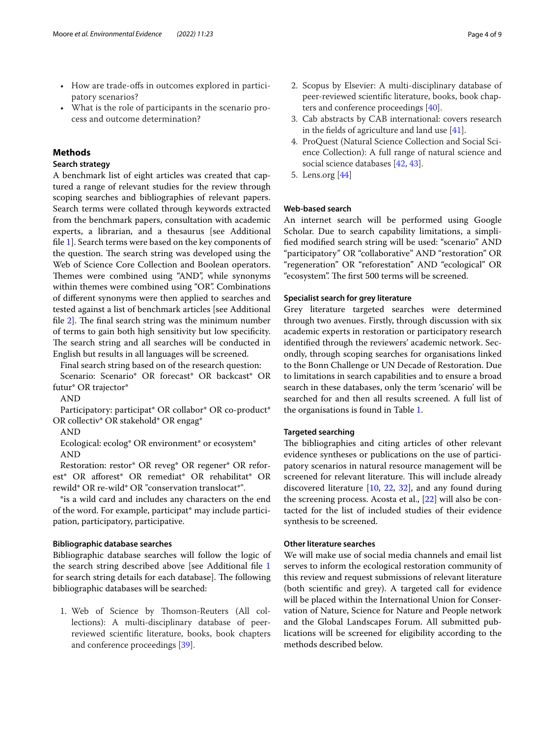- How are trade-offs in outcomes explored in participatory scenarios?
- What is the role of participants in the scenario process and outcome determination?

## Methods

### Search strategy

A benchmark list of eight articles was created that captured a range of relevant studies for the review through scoping searches and bibliographies of relevant papers. Search terms were collated through keywords extracted from the benchmark papers, consultation with academic experts, a librarian, and a thesaurus [see Additional file 1]. Search terms were based on the key components of the question. The search string was developed using the Web of Science Core Collection and Boolean operators. Themes were combined using "AND", while synonyms within themes were combined using "OR". Combinations of different synonyms were then applied to searches and tested against a list of benchmark articles [see Additional file 2]. The final search string was the minimum number of terms to gain both high sensitivity but low specificity. The search string and all searches will be conducted in English but results in all languages will be screened.

Final search string based on of the research question:

Scenario: Scenario* OR forecast* OR backcast* OR futur* OR trajector*

AND

Participatory: participat* OR collabor* OR co-product* OR collectiv* OR stakehold* OR engag*

AND

Ecological: ecolog* OR environment* or ecosystem*

AND

Restoration: restor* OR reveg* OR regener* OR reforest* OR afforest* OR remediat* OR rehabilitat* OR rewild* OR re-wild* OR "conservation translocat*".

*is a wild card and includes any characters on the end of the word. For example, participat* may include participation, participatory, participative.

### Bibliographic database searches

Bibliographic database searches will follow the logic of the search string described above [see Additional file 1 for search string details for each database]. The following bibliographic databases will be searched:

1. Web of Science by Thomson-Reuters (All collections): A multi-disciplinary database of peer-reviewed scientific literature, books, book chapters and conference proceedings [39].
2. Scopus by Elsevier: A multi-disciplinary database of peer-reviewed scientific literature, books, book chapters and conference proceedings [40].
3. Cab abstracts by CAB international: covers research in the fields of agriculture and land use [41].
4. ProQuest (Natural Science Collection and Social Science Collection): A full range of natural science and social science databases [42, 43].
5. Lens.org [44]

### Web-based search

An internet search will be performed using Google Scholar. Due to search capability limitations, a simplified modified search string will be used: "scenario" AND "participatory" OR "collaborative" AND "restoration" OR "regeneration" OR "reforestation" AND "ecological" OR "ecosystem". The first 500 terms will be screened.

### Specialist search for grey literature

Grey literature targeted searches were determined through two avenues. Firstly, through discussion with six academic experts in restoration or participatory research identified through the reviewers' academic network. Secondly, through scoping searches for organisations linked to the Bonn Challenge or UN Decade of Restoration. Due to limitations in search capabilities and to ensure a broad search in these databases, only the term 'scenario' will be searched for and then all results screened. A full list of the organisations is found in Table 1.

### Targeted searching

The bibliographies and citing articles of other relevant evidence syntheses or publications on the use of participatory scenarios in natural resource management will be screened for relevant literature. This will include already discovered literature [10, 22, 32], and any found during the screening process. Acosta et al., [22] will also be contacted for the list of included studies of their evidence synthesis to be screened.

### Other literature searches

We will make use of social media channels and email list serves to inform the ecological restoration community of this review and request submissions of relevant literature (both scientific and grey). A targeted call for evidence will be placed within the International Union for Conservation of Nature, Science for Nature and People network and the Global Landscapes Forum. All submitted publications will be screened for eligibility according to the methods described below.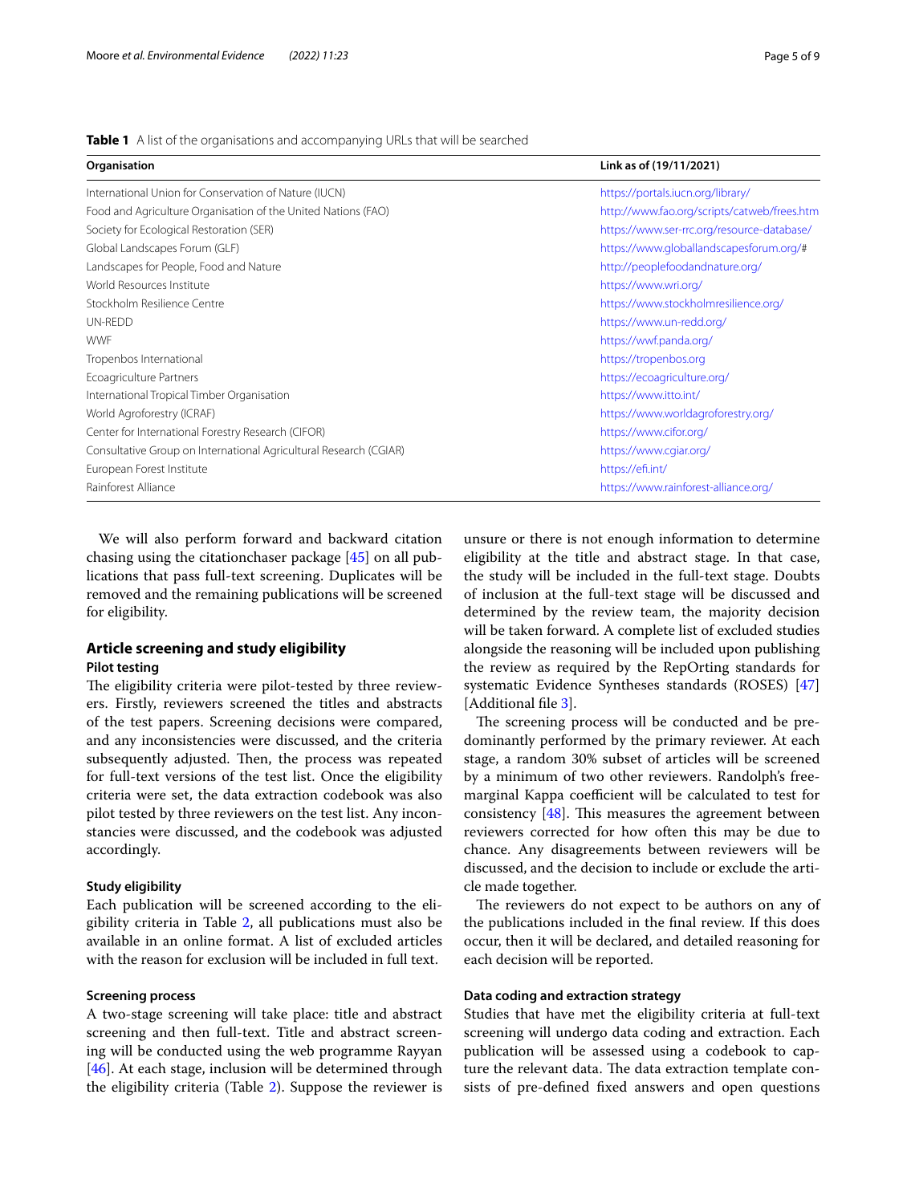**Table 1** A list of the organisations and accompanying URLs that will be searched

| Organisation | Link as of (19/11/2021) |
|---|---|
| International Union for Conservation of Nature (IUCN) | https://portals.iucn.org/library/ |
| Food and Agriculture Organisation of the United Nations (FAO) | http://www.fao.org/scripts/catweb/frees.htm |
| Society for Ecological Restoration (SER) | https://www.ser-rrc.org/resource-database/ |
| Global Landscapes Forum (GLF) | https://www.globallandscapesforum.org/# |
| Landscapes for People, Food and Nature | http://peoplefoodandnature.org/ |
| World Resources Institute | https://www.wri.org/ |
| Stockholm Resilience Centre | https://www.stockholmresilience.org/ |
| UN-REDD | https://www.un-redd.org/ |
| WWF | https://wwf.panda.org/ |
| Tropenbos International | https://tropenbos.org |
| Ecoagriculture Partners | https://ecoagriculture.org/ |
| International Tropical Timber Organisation | https://www.itto.int/ |
| World Agroforestry (ICRAF) | https://www.worldagroforestry.org/ |
| Center for International Forestry Research (CIFOR) | https://www.cifor.org/ |
| Consultative Group on International Agricultural Research (CGIAR) | https://www.cgiar.org/ |
| European Forest Institute | https://efi.int/ |
| Rainforest Alliance | https://www.rainforest-alliance.org/ |

We will also perform forward and backward citation chasing using the citationchaser package [45] on all publications that pass full-text screening. Duplicates will be removed and the remaining publications will be screened for eligibility.

## Article screening and study eligibility

### Pilot testing

The eligibility criteria were pilot-tested by three reviewers. Firstly, reviewers screened the titles and abstracts of the test papers. Screening decisions were compared, and any inconsistencies were discussed, and the criteria subsequently adjusted. Then, the process was repeated for full-text versions of the test list. Once the eligibility criteria were set, the data extraction codebook was also pilot tested by three reviewers on the test list. Any inconstancies were discussed, and the codebook was adjusted accordingly.

### Study eligibility

Each publication will be screened according to the eligibility criteria in Table 2, all publications must also be available in an online format. A list of excluded articles with the reason for exclusion will be included in full text.

### Screening process

A two-stage screening will take place: title and abstract screening and then full-text. Title and abstract screening will be conducted using the web programme Rayyan [46]. At each stage, inclusion will be determined through the eligibility criteria (Table 2). Suppose the reviewer is unsure or there is not enough information to determine eligibility at the title and abstract stage. In that case, the study will be included in the full-text stage. Doubts of inclusion at the full-text stage will be discussed and determined by the review team, the majority decision will be taken forward. A complete list of excluded studies alongside the reasoning will be included upon publishing the review as required by the RepOrting standards for systematic Evidence Syntheses standards (ROSES) [47] [Additional file 3].

The screening process will be conducted and be predominantly performed by the primary reviewer. At each stage, a random 30% subset of articles will be screened by a minimum of two other reviewers. Randolph's free-marginal Kappa coefficient will be calculated to test for consistency [48]. This measures the agreement between reviewers corrected for how often this may be due to chance. Any disagreements between reviewers will be discussed, and the decision to include or exclude the article made together.

The reviewers do not expect to be authors on any of the publications included in the final review. If this does occur, then it will be declared, and detailed reasoning for each decision will be reported.

### Data coding and extraction strategy

Studies that have met the eligibility criteria at full-text screening will undergo data coding and extraction. Each publication will be assessed using a codebook to capture the relevant data. The data extraction template consists of pre-defined fixed answers and open questions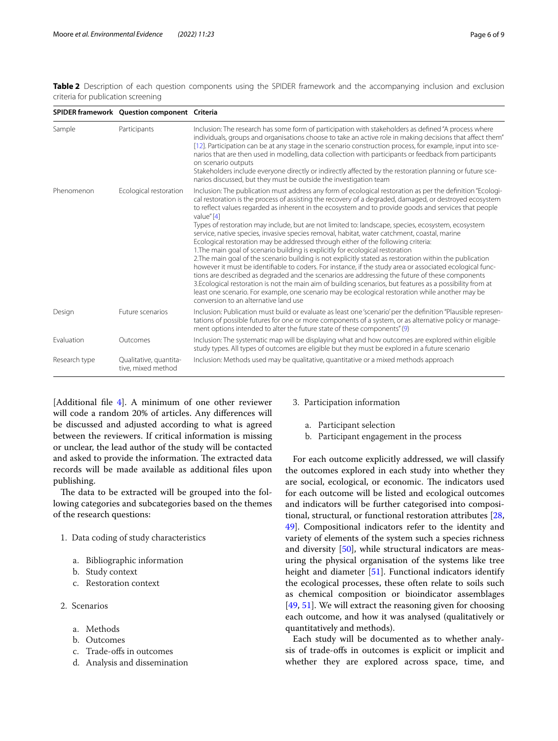**Table 2** Description of each question components using the SPIDER framework and the accompanying inclusion and exclusion criteria for publication screening

| SPIDER framework | Question component | Criteria |
|---|---|---|
| Sample | Participants | Inclusion: The research has some form of participation with stakeholders as defined "A process where individuals, groups and organisations choose to take an active role in making decisions that affect them" [12]. Participation can be at any stage in the scenario construction process, for example, input into scenarios that are then used in modelling, data collection with participants or feedback from participants on scenario outputs<br>Stakeholders include everyone directly or indirectly affected by the restoration planning or future scenarios discussed, but they must be outside the investigation team |
| Phenomenon | Ecological restoration | Inclusion: The publication must address any form of ecological restoration as per the definition "Ecological restoration is the process of assisting the recovery of a degraded, damaged, or destroyed ecosystem to reflect values regarded as inherent in the ecosystem and to provide goods and services that people value" [4]<br>Types of restoration may include, but are not limited to: landscape, species, ecosystem, ecosystem service, native species, invasive species removal, habitat, water catchment, coastal, marine<br>Ecological restoration may be addressed through either of the following criteria:<br>1.The main goal of scenario building is explicitly for ecological restoration<br>2.The main goal of the scenario building is not explicitly stated as restoration within the publication however it must be identifiable to coders. For instance, if the study area or associated ecological functions are described as degraded and the scenarios are addressing the future of these components<br>3.Ecological restoration is not the main aim of building scenarios, but features as a possibility from at least one scenario. For example, one scenario may be ecological restoration while another may be conversion to an alternative land use |
| Design | Future scenarios | Inclusion: Publication must build or evaluate as least one 'scenario' per the definition "Plausible representations of possible futures for one or more components of a system, or as alternative policy or management options intended to alter the future state of these components" (9) |
| Evaluation | Outcomes | Inclusion: The systematic map will be displaying what and how outcomes are explored within eligible study types. All types of outcomes are eligible but they must be explored in a future scenario |
| Research type | Qualitative, quantitative, mixed method | Inclusion: Methods used may be qualitative, quantitative or a mixed methods approach |

[Additional file 4]. A minimum of one other reviewer will code a random 20% of articles. Any differences will be discussed and adjusted according to what is agreed between the reviewers. If critical information is missing or unclear, the lead author of the study will be contacted and asked to provide the information. The extracted data records will be made available as additional files upon publishing.

The data to be extracted will be grouped into the following categories and subcategories based on the themes of the research questions:

1. Data coding of study characteristics
   a. Bibliographic information
   b. Study context
   c. Restoration context
2. Scenarios
   a. Methods
   b. Outcomes
   c. Trade-offs in outcomes
   d. Analysis and dissemination
3. Participation information
   a. Participant selection
   b. Participant engagement in the process

For each outcome explicitly addressed, we will classify the outcomes explored in each study into whether they are social, ecological, or economic. The indicators used for each outcome will be listed and ecological outcomes and indicators will be further categorised into compositional, structural, or functional restoration attributes [28, 49]. Compositional indicators refer to the identity and variety of elements of the system such a species richness and diversity [50], while structural indicators are measuring the physical organisation of the systems like tree height and diameter [51]. Functional indicators identify the ecological processes, these often relate to soils such as chemical composition or bioindicator assemblages [49, 51]. We will extract the reasoning given for choosing each outcome, and how it was analysed (qualitatively or quantitatively and methods).

Each study will be documented as to whether analysis of trade-offs in outcomes is explicit or implicit and whether they are explored across space, time, and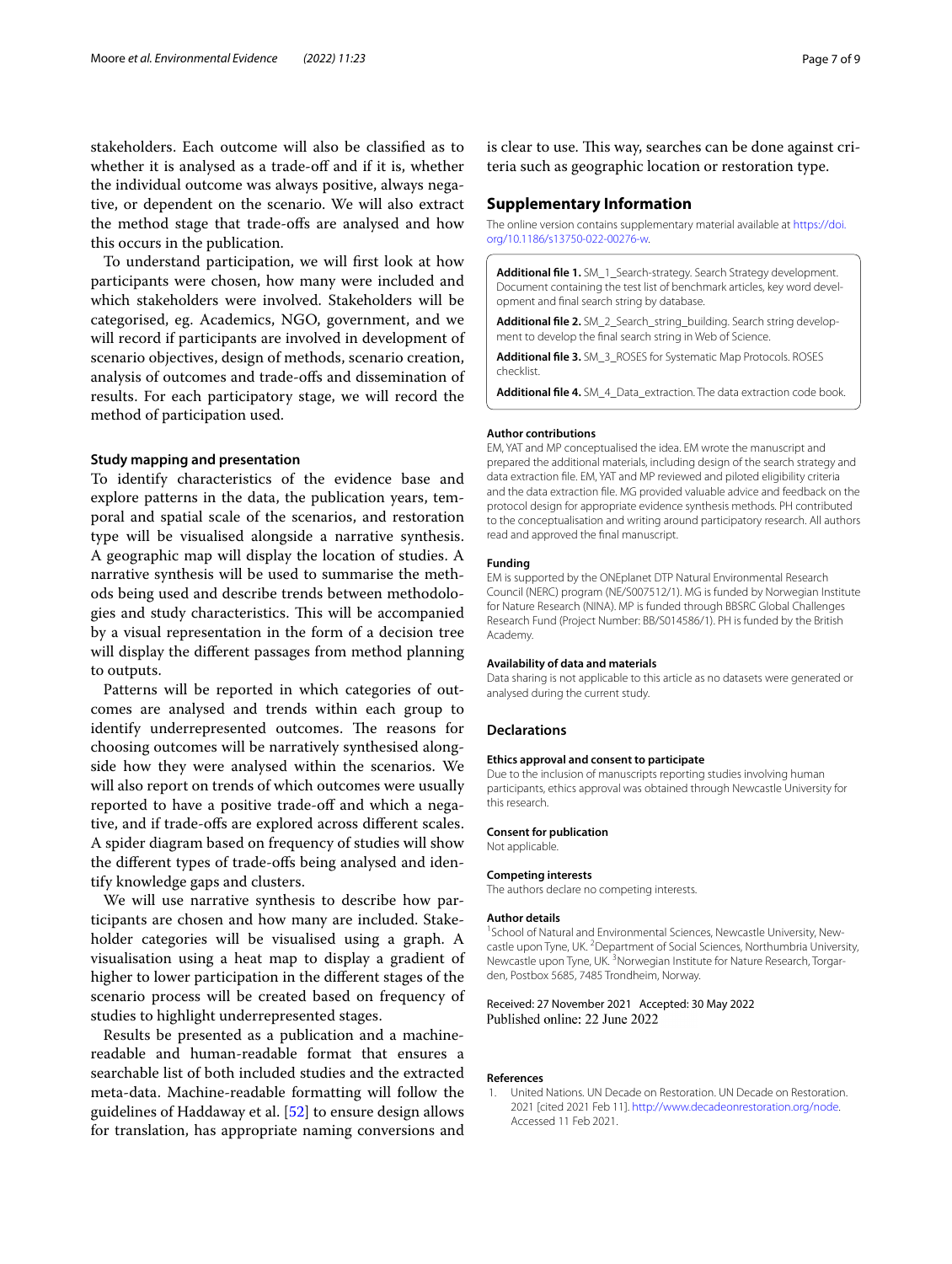stakeholders. Each outcome will also be classified as to whether it is analysed as a trade-off and if it is, whether the individual outcome was always positive, always negative, or dependent on the scenario. We will also extract the method stage that trade-offs are analysed and how this occurs in the publication.

To understand participation, we will first look at how participants were chosen, how many were included and which stakeholders were involved. Stakeholders will be categorised, eg. Academics, NGO, government, and we will record if participants are involved in development of scenario objectives, design of methods, scenario creation, analysis of outcomes and trade-offs and dissemination of results. For each participatory stage, we will record the method of participation used.

### Study mapping and presentation

To identify characteristics of the evidence base and explore patterns in the data, the publication years, temporal and spatial scale of the scenarios, and restoration type will be visualised alongside a narrative synthesis. A geographic map will display the location of studies. A narrative synthesis will be used to summarise the methods being used and describe trends between methodologies and study characteristics. This will be accompanied by a visual representation in the form of a decision tree will display the different passages from method planning to outputs.

Patterns will be reported in which categories of outcomes are analysed and trends within each group to identify underrepresented outcomes. The reasons for choosing outcomes will be narratively synthesised alongside how they were analysed within the scenarios. We will also report on trends of which outcomes were usually reported to have a positive trade-off and which a negative, and if trade-offs are explored across different scales. A spider diagram based on frequency of studies will show the different types of trade-offs being analysed and identify knowledge gaps and clusters.

We will use narrative synthesis to describe how participants are chosen and how many are included. Stakeholder categories will be visualised using a graph. A visualisation using a heat map to display a gradient of higher to lower participation in the different stages of the scenario process will be created based on frequency of studies to highlight underrepresented stages.

Results be presented as a publication and a machine-readable and human-readable format that ensures a searchable list of both included studies and the extracted meta-data. Machine-readable formatting will follow the guidelines of Haddaway et al. [52] to ensure design allows for translation, has appropriate naming conversions and is clear to use. This way, searches can be done against criteria such as geographic location or restoration type.

## Supplementary Information

The online version contains supplementary material available at https://doi.org/10.1186/s13750-022-00276-w.

**Additional file 1.** SM_1_Search-strategy. Search Strategy development. Document containing the test list of benchmark articles, key word development and final search string by database.

**Additional file 2.** SM_2_Search_string_building. Search string development to develop the final search string in Web of Science.

**Additional file 3.** SM_3_ROSES for Systematic Map Protocols. ROSES checklist.

**Additional file 4.** SM_4_Data_extraction. The data extraction code book.

#### Author contributions

EM, YAT and MP conceptualised the idea. EM wrote the manuscript and prepared the additional materials, including design of the search strategy and data extraction file. EM, YAT and MP reviewed and piloted eligibility criteria and the data extraction file. MG provided valuable advice and feedback on the protocol design for appropriate evidence synthesis methods. PH contributed to the conceptualisation and writing around participatory research. All authors read and approved the final manuscript.

#### Funding

EM is supported by the ONEplanet DTP Natural Environmental Research Council (NERC) program (NE/S007512/1). MG is funded by Norwegian Institute for Nature Research (NINA). MP is funded through BBSRC Global Challenges Research Fund (Project Number: BB/S014586/1). PH is funded by the British Academy.

#### Availability of data and materials

Data sharing is not applicable to this article as no datasets were generated or analysed during the current study.

## Declarations

#### Ethics approval and consent to participate

Due to the inclusion of manuscripts reporting studies involving human participants, ethics approval was obtained through Newcastle University for this research.

#### Consent for publication

Not applicable.

#### Competing interests

The authors declare no competing interests.

#### Author details

[1]School of Natural and Environmental Sciences, Newcastle University, Newcastle upon Tyne, UK. [2]Department of Social Sciences, Northumbria University, Newcastle upon Tyne, UK. [3]Norwegian Institute for Nature Research, Torgarden, Postbox 5685, 7485 Trondheim, Norway.

Received: 27 November 2021 Accepted: 30 May 2022
Published online: 22 June 2022

#### References

1. United Nations. UN Decade on Restoration. UN Decade on Restoration. 2021 [cited 2021 Feb 11]. http://www.decadeonrestoration.org/node. Accessed 11 Feb 2021.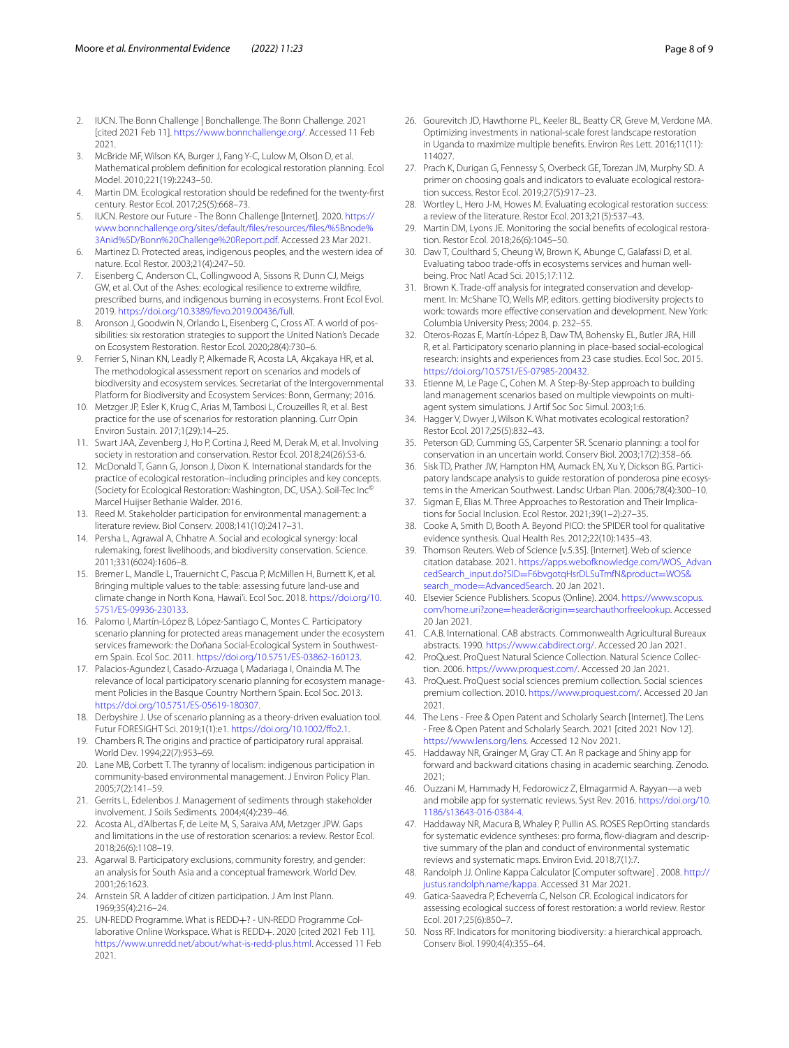2. IUCN. The Bonn Challenge | Bonchallenge. The Bonn Challenge. 2021 [cited 2021 Feb 11]. https://www.bonnchallenge.org/. Accessed 11 Feb 2021.
3. McBride MF, Wilson KA, Burger J, Fang Y-C, Lulow M, Olson D, et al. Mathematical problem definition for ecological restoration planning. Ecol Model. 2010;221(19):2243–50.
4. Martin DM. Ecological restoration should be redefined for the twenty-first century. Restor Ecol. 2017;25(5):668–73.
5. IUCN. Restore our Future - The Bonn Challenge [Internet]. 2020. https://www.bonnchallenge.org/sites/default/files/resources/files/%5Bnode%3Anid%5D/Bonn%20Challenge%20Report.pdf. Accessed 23 Mar 2021.
6. Martinez D. Protected areas, indigenous peoples, and the western idea of nature. Ecol Restor. 2003;21(4):247–50.
7. Eisenberg C, Anderson CL, Collingwood A, Sissons R, Dunn CJ, Meigs GW, et al. Out of the Ashes: ecological resilience to extreme wildfire, prescribed burns, and indigenous burning in ecosystems. Front Ecol Evol. 2019. https://doi.org/10.3389/fevo.2019.00436/full.
8. Aronson J, Goodwin N, Orlando L, Eisenberg C, Cross AT. A world of possibilities: six restoration strategies to support the United Nation's Decade on Ecosystem Restoration. Restor Ecol. 2020;28(4):730–6.
9. Ferrier S, Ninan KN, Leadly P, Alkemade R, Acosta LA, Akçakaya HR, et al. The methodological assessment report on scenarios and models of biodiversity and ecosystem services. Secretariat of the Intergovernmental Platform for Biodiversity and Ecosystem Services: Bonn, Germany; 2016.
10. Metzger JP, Esler K, Krug C, Arias M, Tambosi L, Crouzeilles R, et al. Best practice for the use of scenarios for restoration planning. Curr Opin Environ Sustain. 2017;1(29):14–25.
11. Swart JAA, Zevenberg J, Ho P, Cortina J, Reed M, Derak M, et al. Involving society in restoration and conservation. Restor Ecol. 2018;24(26):S3-6.
12. McDonald T, Gann G, Jonson J, Dixon K. International standards for the practice of ecological restoration–including principles and key concepts. (Society for Ecological Restoration: Washington, DC, USA.). Soil-Tec Inc© Marcel Huijser Bethanie Walder. 2016.
13. Reed M. Stakeholder participation for environmental management: a literature review. Biol Conserv. 2008;141(10):2417–31.
14. Persha L, Agrawal A, Chhatre A. Social and ecological synergy: local rulemaking, forest livelihoods, and biodiversity conservation. Science. 2011;331(6024):1606–8.
15. Bremer L, Mandle L, Trauernicht C, Pascua P, McMillen H, Burnett K, et al. Bringing multiple values to the table: assessing future land-use and climate change in North Kona, Hawai'i. Ecol Soc. 2018. https://doi.org/10.5751/ES-09936-230133.
16. Palomo I, Martín-López B, López-Santiago C, Montes C. Participatory scenario planning for protected areas management under the ecosystem services framework: the Doñana Social-Ecological System in Southwestern Spain. Ecol Soc. 2011. https://doi.org/10.5751/ES-03862-160123.
17. Palacios-Agundez I, Casado-Arzuaga I, Madariaga I, Onaindia M. The relevance of local participatory scenario planning for ecosystem management Policies in the Basque Country Northern Spain. Ecol Soc. 2013. https://doi.org/10.5751/ES-05619-180307.
18. Derbyshire J. Use of scenario planning as a theory-driven evaluation tool. Futur FORESIGHT Sci. 2019;1(1):e1. https://doi.org/10.1002/ffo2.1.
19. Chambers R. The origins and practice of participatory rural appraisal. World Dev. 1994;22(7):953–69.
20. Lane MB, Corbett T. The tyranny of localism: indigenous participation in community-based environmental management. J Environ Policy Plan. 2005;7(2):141–59.
21. Gerrits L, Edelenbos J. Management of sediments through stakeholder involvement. J Soils Sediments. 2004;4(4):239–46.
22. Acosta AL, d'Albertas F, de Leite M, S, Saraiva AM, Metzger JPW. Gaps and limitations in the use of restoration scenarios: a review. Restor Ecol. 2018;26(6):1108–19.
23. Agarwal B. Participatory exclusions, community forestry, and gender: an analysis for South Asia and a conceptual framework. World Dev. 2001;26:1623.
24. Arnstein SR. A ladder of citizen participation. J Am Inst Plann. 1969;35(4):216–24.
25. UN-REDD Programme. What is REDD+? - UN-REDD Programme Collaborative Online Workspace. What is REDD+. 2020 [cited 2021 Feb 11]. https://www.unredd.net/about/what-is-redd-plus.html. Accessed 11 Feb 2021.
26. Gourevitch JD, Hawthorne PL, Keeler BL, Beatty CR, Greve M, Verdone MA. Optimizing investments in national-scale forest landscape restoration in Uganda to maximize multiple benefits. Environ Res Lett. 2016;11(11):114027.
27. Prach K, Durigan G, Fennessy S, Overbeck GE, Torezan JM, Murphy SD. A primer on choosing goals and indicators to evaluate ecological restoration success. Restor Ecol. 2019;27(5):917–23.
28. Wortley L, Hero J-M, Howes M. Evaluating ecological restoration success: a review of the literature. Restor Ecol. 2013;21(5):537–43.
29. Martin DM, Lyons JE. Monitoring the social benefits of ecological restoration. Restor Ecol. 2018;26(6):1045–50.
30. Daw T, Coulthard S, Cheung W, Brown K, Abunge C, Galafassi D, et al. Evaluating taboo trade-offs in ecosystems services and human well-being. Proc Natl Acad Sci. 2015;17:112.
31. Brown K. Trade-off analysis for integrated conservation and development. In: McShane TO, Wells MP, editors. getting biodiversity projects to work: towards more effective conservation and development. New York: Columbia University Press; 2004. p. 232–55.
32. Oteros-Rozas E, Martín-López B, Daw TM, Bohensky EL, Butler JRA, Hill R, et al. Participatory scenario planning in place-based social-ecological research: insights and experiences from 23 case studies. Ecol Soc. 2015. https://doi.org/10.5751/ES-07985-200432.
33. Etienne M, Le Page C, Cohen M. A Step-By-Step approach to building land management scenarios based on multiple viewpoints on multi-agent system simulations. J Artif Soc Soc Simul. 2003;1:6.
34. Hagger V, Dwyer J, Wilson K. What motivates ecological restoration? Restor Ecol. 2017;25(5):832–43.
35. Peterson GD, Cumming GS, Carpenter SR. Scenario planning: a tool for conservation in an uncertain world. Conserv Biol. 2003;17(2):358–66.
36. Sisk TD, Prather JW, Hampton HM, Aumack EN, Xu Y, Dickson BG. Participatory landscape analysis to guide restoration of ponderosa pine ecosystems in the American Southwest. Landsc Urban Plan. 2006;78(4):300–10.
37. Sigman E, Elias M. Three Approaches to Restoration and Their Implications for Social Inclusion. Ecol Restor. 2021;39(1–2):27–35.
38. Cooke A, Smith D, Booth A. Beyond PICO: the SPIDER tool for qualitative evidence synthesis. Qual Health Res. 2012;22(10):1435–43.
39. Thomson Reuters. Web of Science [v.5.35]. [Internet]. Web of science citation database. 2021. https://apps.webofknowledge.com/WOS_AdvancedSearch_input.do?SID=F6bvgotqHsrDLSuTmfN&product=WOS&search_mode=AdvancedSearch. 20 Jan 2021.
40. Elsevier Science Publishers. Scopus (Online). 2004. https://www.scopus.com/home.uri?zone=header&origin=searchauthorfreelookup. Accessed 20 Jan 2021.
41. C.A.B. International. CAB abstracts. Commonwealth Agricultural Bureaux abstracts. 1990. https://www.cabdirect.org/. Accessed 20 Jan 2021.
42. ProQuest. ProQuest Natural Science Collection. Natural Science Collection. 2006. https://www.proquest.com/. Accessed 20 Jan 2021.
43. ProQuest. ProQuest social sciences premium collection. Social sciences premium collection. 2010. https://www.proquest.com/. Accessed 20 Jan 2021.
44. The Lens - Free & Open Patent and Scholarly Search [Internet]. The Lens - Free & Open Patent and Scholarly Search. 2021 [cited 2021 Nov 12]. https://www.lens.org/lens. Accessed 12 Nov 2021.
45. Haddaway NR, Grainger M, Gray CT. An R package and Shiny app for forward and backward citations chasing in academic searching. Zenodo. 2021;
46. Ouzzani M, Hammady H, Fedorowicz Z, Elmagarmid A. Rayyan—a web and mobile app for systematic reviews. Syst Rev. 2016. https://doi.org/10.1186/s13643-016-0384-4.
47. Haddaway NR, Macura B, Whaley P, Pullin AS. ROSES RepOrting standards for systematic evidence syntheses: pro forma, flow-diagram and descriptive summary of the plan and conduct of environmental systematic reviews and systematic maps. Environ Evid. 2018;7(1):7.
48. Randolph JJ. Online Kappa Calculator [Computer software] . 2008. http://justus.randolph.name/kappa. Accessed 31 Mar 2021.
49. Gatica-Saavedra P, Echeverría C, Nelson CR. Ecological indicators for assessing ecological success of forest restoration: a world review. Restor Ecol. 2017;25(6):850–7.
50. Noss RF. Indicators for monitoring biodiversity: a hierarchical approach. Conserv Biol. 1990;4(4):355–64.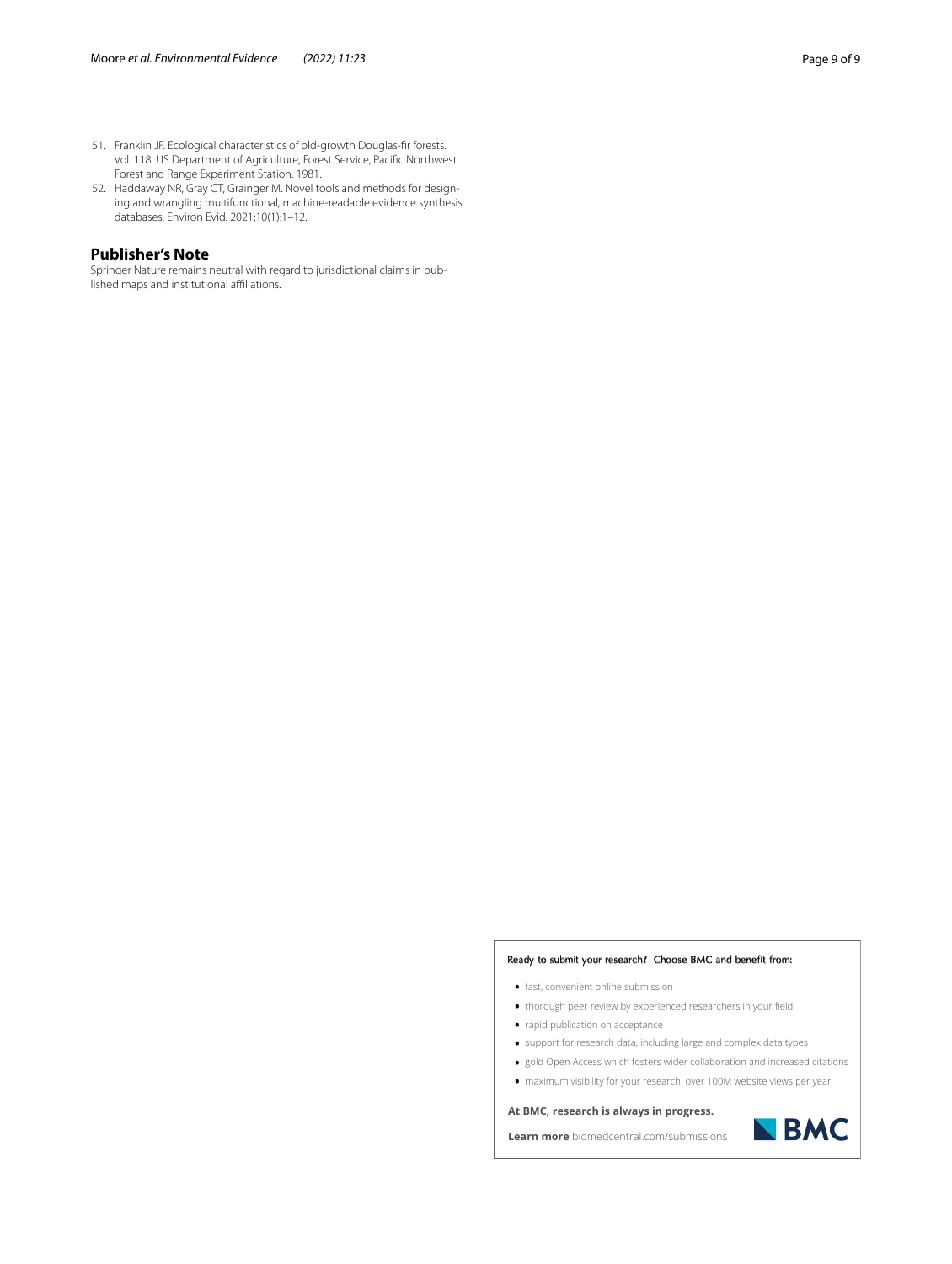51. Franklin JF. Ecological characteristics of old-growth Douglas-fir forests. Vol. 118. US Department of Agriculture, Forest Service, Pacific Northwest Forest and Range Experiment Station. 1981.
52. Haddaway NR, Gray CT, Grainger M. Novel tools and methods for designing and wrangling multifunctional, machine-readable evidence synthesis databases. Environ Evid. 2021;10(1):1–12.

## Publisher's Note

Springer Nature remains neutral with regard to jurisdictional claims in published maps and institutional affiliations.

Ready to submit your research? Choose BMC and benefit from:

- fast, convenient online submission
- thorough peer review by experienced researchers in your field
- rapid publication on acceptance
- support for research data, including large and complex data types
- gold Open Access which fosters wider collaboration and increased citations
- maximum visibility for your research: over 100M website views per year

**At BMC, research is always in progress.**

**Learn more** biomedcentral.com/submissions

BMC